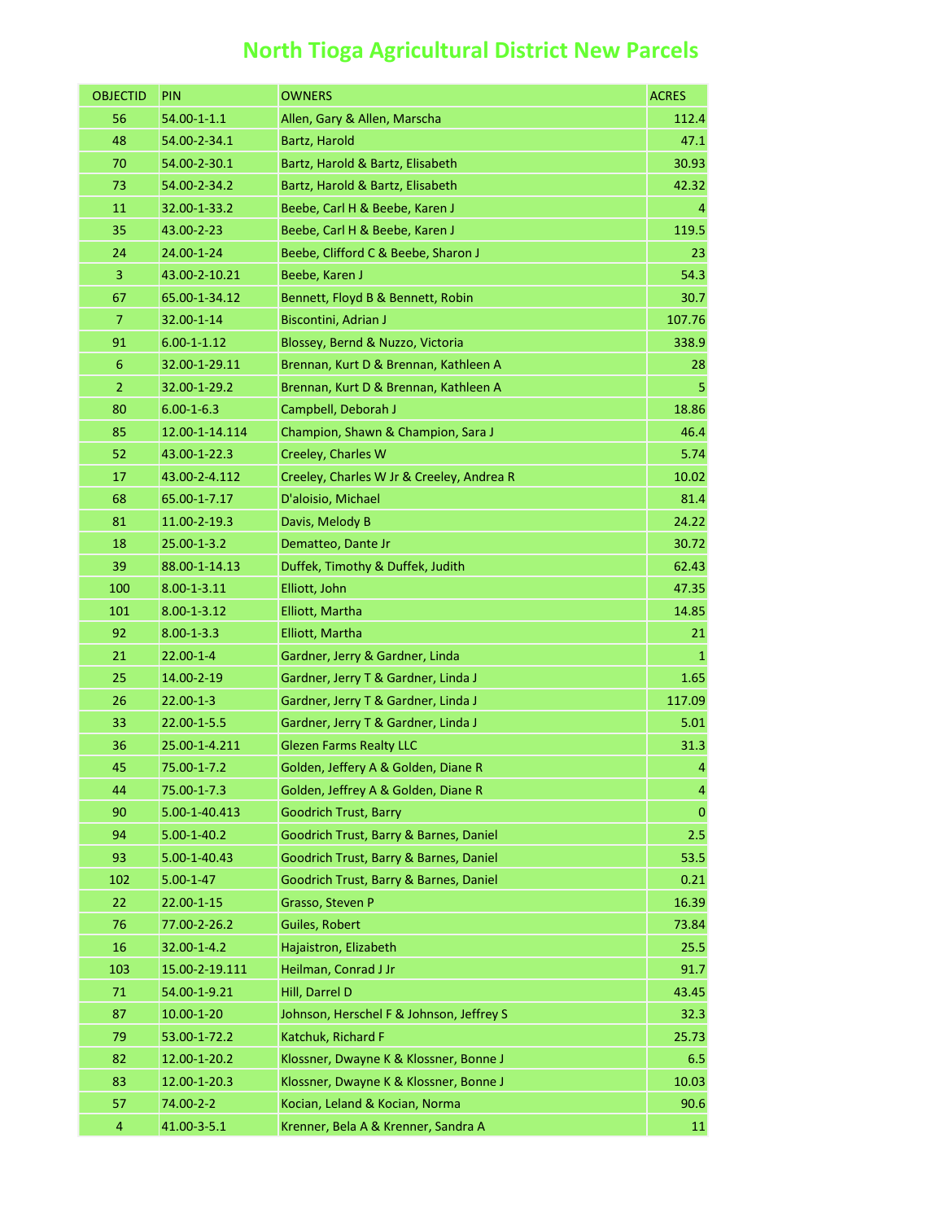# North Tioga Agricultural District New Parcels

| OBJECTID | PIN | OWNERS | ACRES |
|---|---|---|---|
| 56 | 54.00-1-1.1 | Allen, Gary & Allen, Marscha | 112.4 |
| 48 | 54.00-2-34.1 | Bartz, Harold | 47.1 |
| 70 | 54.00-2-30.1 | Bartz, Harold & Bartz, Elisabeth | 30.93 |
| 73 | 54.00-2-34.2 | Bartz, Harold & Bartz, Elisabeth | 42.32 |
| 11 | 32.00-1-33.2 | Beebe, Carl H & Beebe, Karen J | 4 |
| 35 | 43.00-2-23 | Beebe, Carl H & Beebe, Karen J | 119.5 |
| 24 | 24.00-1-24 | Beebe, Clifford C & Beebe, Sharon J | 23 |
| 3 | 43.00-2-10.21 | Beebe, Karen J | 54.3 |
| 67 | 65.00-1-34.12 | Bennett, Floyd B & Bennett, Robin | 30.7 |
| 7 | 32.00-1-14 | Biscontini, Adrian J | 107.76 |
| 91 | 6.00-1-1.12 | Blossey, Bernd & Nuzzo, Victoria | 338.9 |
| 6 | 32.00-1-29.11 | Brennan, Kurt D & Brennan, Kathleen A | 28 |
| 2 | 32.00-1-29.2 | Brennan, Kurt D & Brennan, Kathleen A | 5 |
| 80 | 6.00-1-6.3 | Campbell, Deborah J | 18.86 |
| 85 | 12.00-1-14.114 | Champion, Shawn & Champion, Sara J | 46.4 |
| 52 | 43.00-1-22.3 | Creeley, Charles W | 5.74 |
| 17 | 43.00-2-4.112 | Creeley, Charles W Jr & Creeley, Andrea R | 10.02 |
| 68 | 65.00-1-7.17 | D'aloisio, Michael | 81.4 |
| 81 | 11.00-2-19.3 | Davis, Melody B | 24.22 |
| 18 | 25.00-1-3.2 | Dematteo, Dante Jr | 30.72 |
| 39 | 88.00-1-14.13 | Duffek, Timothy & Duffek, Judith | 62.43 |
| 100 | 8.00-1-3.11 | Elliott, John | 47.35 |
| 101 | 8.00-1-3.12 | Elliott, Martha | 14.85 |
| 92 | 8.00-1-3.3 | Elliott, Martha | 21 |
| 21 | 22.00-1-4 | Gardner, Jerry & Gardner, Linda | 1 |
| 25 | 14.00-2-19 | Gardner, Jerry T & Gardner, Linda J | 1.65 |
| 26 | 22.00-1-3 | Gardner, Jerry T & Gardner, Linda J | 117.09 |
| 33 | 22.00-1-5.5 | Gardner, Jerry T & Gardner, Linda J | 5.01 |
| 36 | 25.00-1-4.211 | Glezen Farms Realty LLC | 31.3 |
| 45 | 75.00-1-7.2 | Golden, Jeffery A & Golden, Diane R | 4 |
| 44 | 75.00-1-7.3 | Golden, Jeffrey A & Golden, Diane R | 4 |
| 90 | 5.00-1-40.413 | Goodrich Trust, Barry | 0 |
| 94 | 5.00-1-40.2 | Goodrich Trust, Barry & Barnes, Daniel | 2.5 |
| 93 | 5.00-1-40.43 | Goodrich Trust, Barry & Barnes, Daniel | 53.5 |
| 102 | 5.00-1-47 | Goodrich Trust, Barry & Barnes, Daniel | 0.21 |
| 22 | 22.00-1-15 | Grasso, Steven P | 16.39 |
| 76 | 77.00-2-26.2 | Guiles, Robert | 73.84 |
| 16 | 32.00-1-4.2 | Hajaistron, Elizabeth | 25.5 |
| 103 | 15.00-2-19.111 | Heilman, Conrad J Jr | 91.7 |
| 71 | 54.00-1-9.21 | Hill, Darrel D | 43.45 |
| 87 | 10.00-1-20 | Johnson, Herschel F & Johnson, Jeffrey S | 32.3 |
| 79 | 53.00-1-72.2 | Katchuk, Richard F | 25.73 |
| 82 | 12.00-1-20.2 | Klossner, Dwayne K & Klossner, Bonne J | 6.5 |
| 83 | 12.00-1-20.3 | Klossner, Dwayne K & Klossner, Bonne J | 10.03 |
| 57 | 74.00-2-2 | Kocian, Leland & Kocian, Norma | 90.6 |
| 4 | 41.00-3-5.1 | Krenner, Bela A & Krenner, Sandra A | 11 |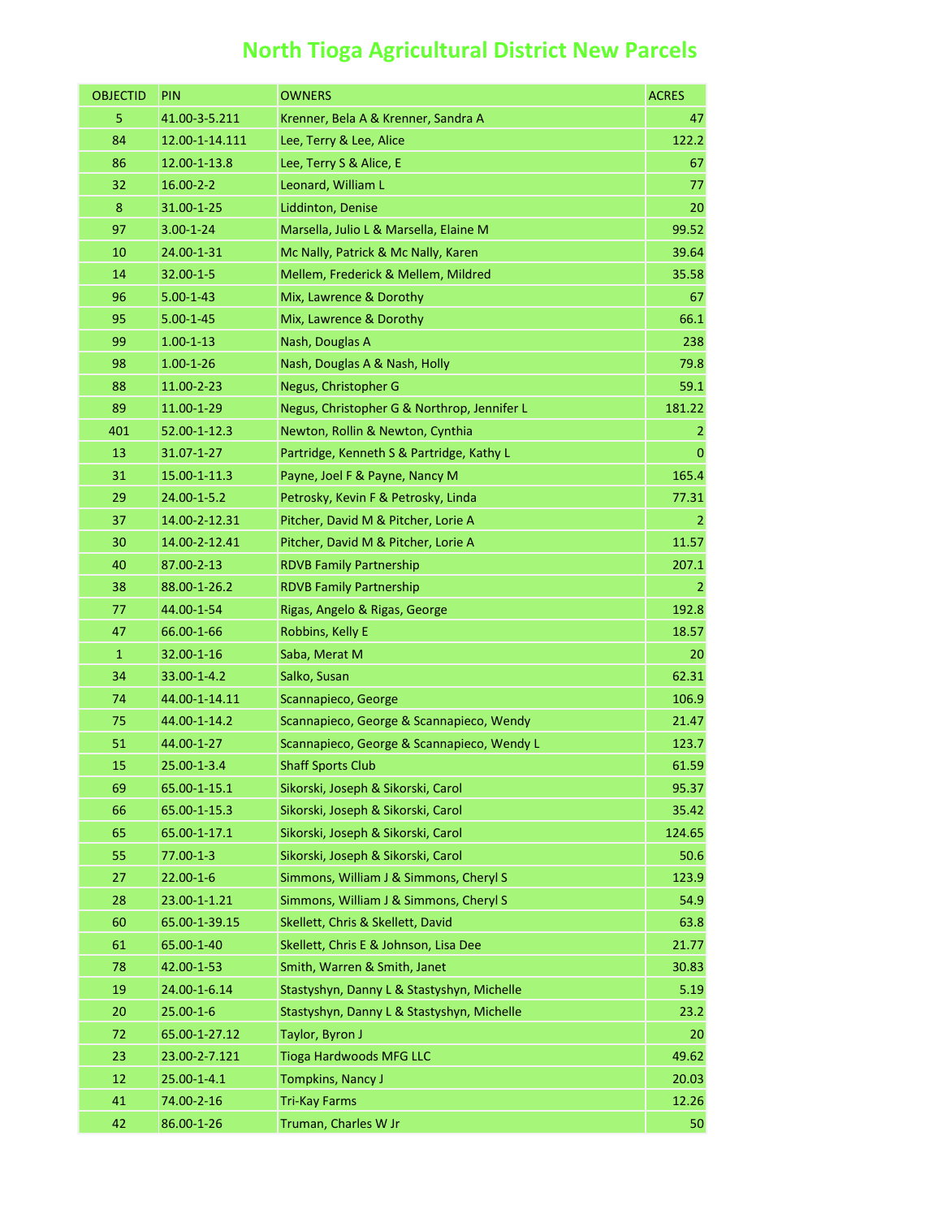# North Tioga Agricultural District New Parcels

| OBJECTID | PIN | OWNERS | ACRES |
|---|---|---|---|
| 5 | 41.00-3-5.211 | Krenner, Bela A & Krenner, Sandra A | 47 |
| 84 | 12.00-1-14.111 | Lee, Terry & Lee, Alice | 122.2 |
| 86 | 12.00-1-13.8 | Lee, Terry S & Alice, E | 67 |
| 32 | 16.00-2-2 | Leonard, William L | 77 |
| 8 | 31.00-1-25 | Liddinton, Denise | 20 |
| 97 | 3.00-1-24 | Marsella, Julio L & Marsella, Elaine M | 99.52 |
| 10 | 24.00-1-31 | Mc Nally, Patrick & Mc Nally, Karen | 39.64 |
| 14 | 32.00-1-5 | Mellem, Frederick & Mellem, Mildred | 35.58 |
| 96 | 5.00-1-43 | Mix, Lawrence & Dorothy | 67 |
| 95 | 5.00-1-45 | Mix, Lawrence & Dorothy | 66.1 |
| 99 | 1.00-1-13 | Nash, Douglas A | 238 |
| 98 | 1.00-1-26 | Nash, Douglas A & Nash, Holly | 79.8 |
| 88 | 11.00-2-23 | Negus, Christopher G | 59.1 |
| 89 | 11.00-1-29 | Negus, Christopher G & Northrop, Jennifer L | 181.22 |
| 401 | 52.00-1-12.3 | Newton, Rollin & Newton, Cynthia | 2 |
| 13 | 31.07-1-27 | Partridge, Kenneth S & Partridge, Kathy L | 0 |
| 31 | 15.00-1-11.3 | Payne, Joel F & Payne, Nancy M | 165.4 |
| 29 | 24.00-1-5.2 | Petrosky, Kevin F & Petrosky, Linda | 77.31 |
| 37 | 14.00-2-12.31 | Pitcher, David M & Pitcher, Lorie A | 2 |
| 30 | 14.00-2-12.41 | Pitcher, David M & Pitcher, Lorie A | 11.57 |
| 40 | 87.00-2-13 | RDVB Family Partnership | 207.1 |
| 38 | 88.00-1-26.2 | RDVB Family Partnership | 2 |
| 77 | 44.00-1-54 | Rigas, Angelo & Rigas, George | 192.8 |
| 47 | 66.00-1-66 | Robbins, Kelly E | 18.57 |
| 1 | 32.00-1-16 | Saba, Merat M | 20 |
| 34 | 33.00-1-4.2 | Salko, Susan | 62.31 |
| 74 | 44.00-1-14.11 | Scannapieco, George | 106.9 |
| 75 | 44.00-1-14.2 | Scannapieco, George & Scannapieco, Wendy | 21.47 |
| 51 | 44.00-1-27 | Scannapieco, George & Scannapieco, Wendy L | 123.7 |
| 15 | 25.00-1-3.4 | Shaff Sports Club | 61.59 |
| 69 | 65.00-1-15.1 | Sikorski, Joseph & Sikorski, Carol | 95.37 |
| 66 | 65.00-1-15.3 | Sikorski, Joseph & Sikorski, Carol | 35.42 |
| 65 | 65.00-1-17.1 | Sikorski, Joseph & Sikorski, Carol | 124.65 |
| 55 | 77.00-1-3 | Sikorski, Joseph & Sikorski, Carol | 50.6 |
| 27 | 22.00-1-6 | Simmons, William J & Simmons, Cheryl S | 123.9 |
| 28 | 23.00-1-1.21 | Simmons, William J & Simmons, Cheryl S | 54.9 |
| 60 | 65.00-1-39.15 | Skellett, Chris & Skellett, David | 63.8 |
| 61 | 65.00-1-40 | Skellett, Chris E & Johnson, Lisa Dee | 21.77 |
| 78 | 42.00-1-53 | Smith, Warren & Smith, Janet | 30.83 |
| 19 | 24.00-1-6.14 | Stastyshyn, Danny L & Stastyshyn, Michelle | 5.19 |
| 20 | 25.00-1-6 | Stastyshyn, Danny L & Stastyshyn, Michelle | 23.2 |
| 72 | 65.00-1-27.12 | Taylor, Byron J | 20 |
| 23 | 23.00-2-7.121 | Tioga Hardwoods MFG LLC | 49.62 |
| 12 | 25.00-1-4.1 | Tompkins, Nancy J | 20.03 |
| 41 | 74.00-2-16 | Tri-Kay Farms | 12.26 |
| 42 | 86.00-1-26 | Truman, Charles W Jr | 50 |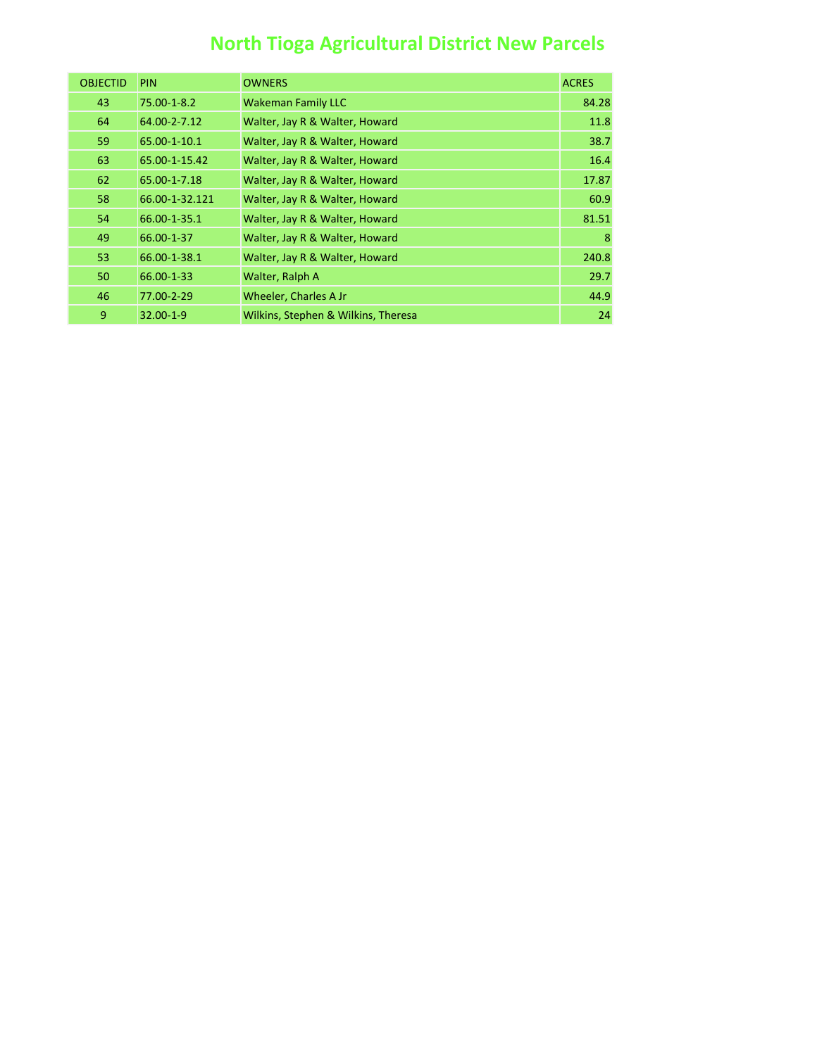# North Tioga Agricultural District New Parcels

| OBJECTID | PIN | OWNERS | ACRES |
|---|---|---|---|
| 43 | 75.00-1-8.2 | Wakeman Family LLC | 84.28 |
| 64 | 64.00-2-7.12 | Walter, Jay R & Walter, Howard | 11.8 |
| 59 | 65.00-1-10.1 | Walter, Jay R & Walter, Howard | 38.7 |
| 63 | 65.00-1-15.42 | Walter, Jay R & Walter, Howard | 16.4 |
| 62 | 65.00-1-7.18 | Walter, Jay R & Walter, Howard | 17.87 |
| 58 | 66.00-1-32.121 | Walter, Jay R & Walter, Howard | 60.9 |
| 54 | 66.00-1-35.1 | Walter, Jay R & Walter, Howard | 81.51 |
| 49 | 66.00-1-37 | Walter, Jay R & Walter, Howard | 8 |
| 53 | 66.00-1-38.1 | Walter, Jay R & Walter, Howard | 240.8 |
| 50 | 66.00-1-33 | Walter, Ralph A | 29.7 |
| 46 | 77.00-2-29 | Wheeler, Charles A Jr | 44.9 |
| 9 | 32.00-1-9 | Wilkins, Stephen & Wilkins, Theresa | 24 |